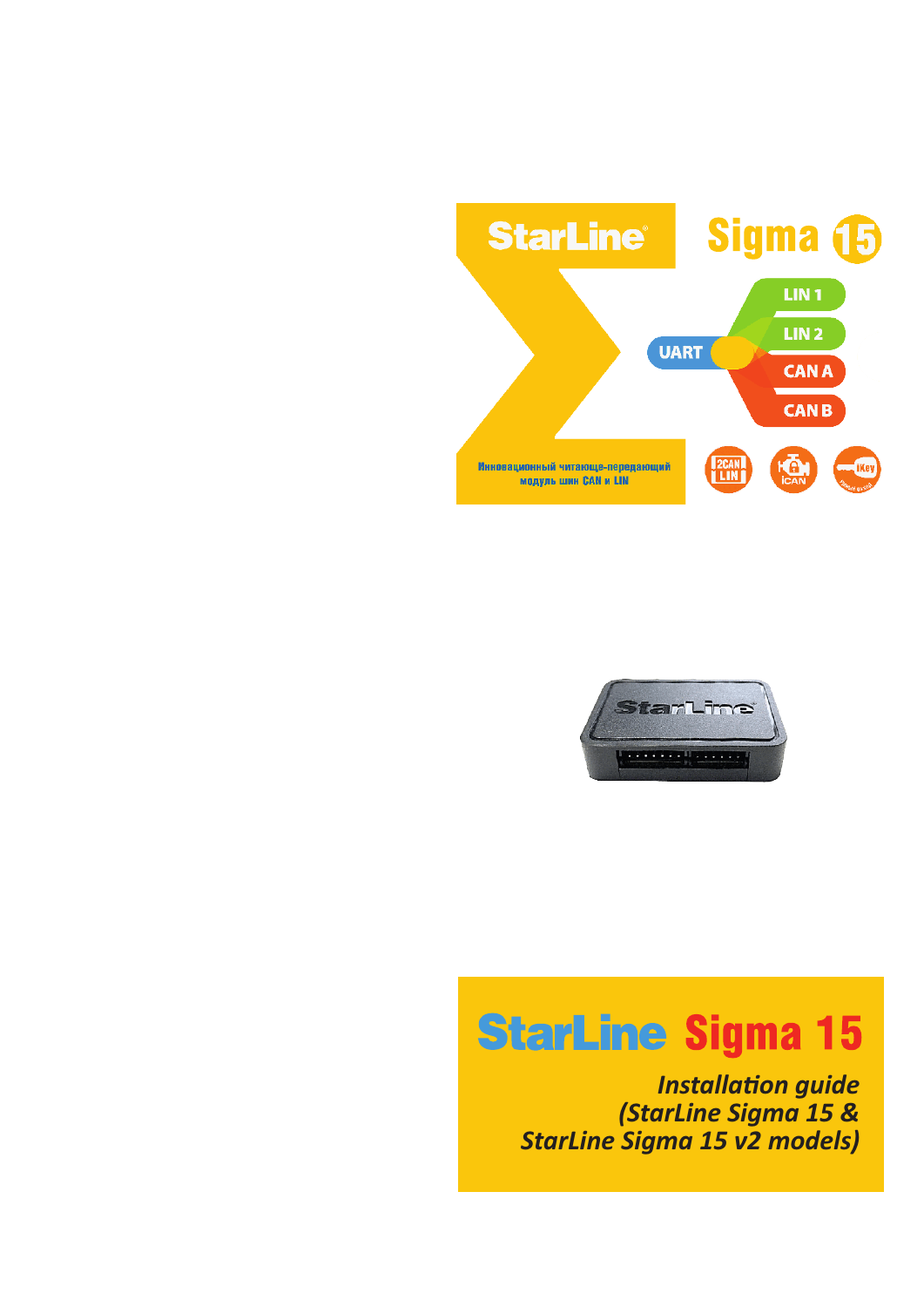StarLine Sigma 15

LIN 1
LIN 2
UART
CAN A
CAN B

Инновационный читающе-передающий модуль шин CAN и LIN

# StarLine Sigma 15

***Installation guide***
***(StarLine Sigma 15 & StarLine Sigma 15 v2 models)***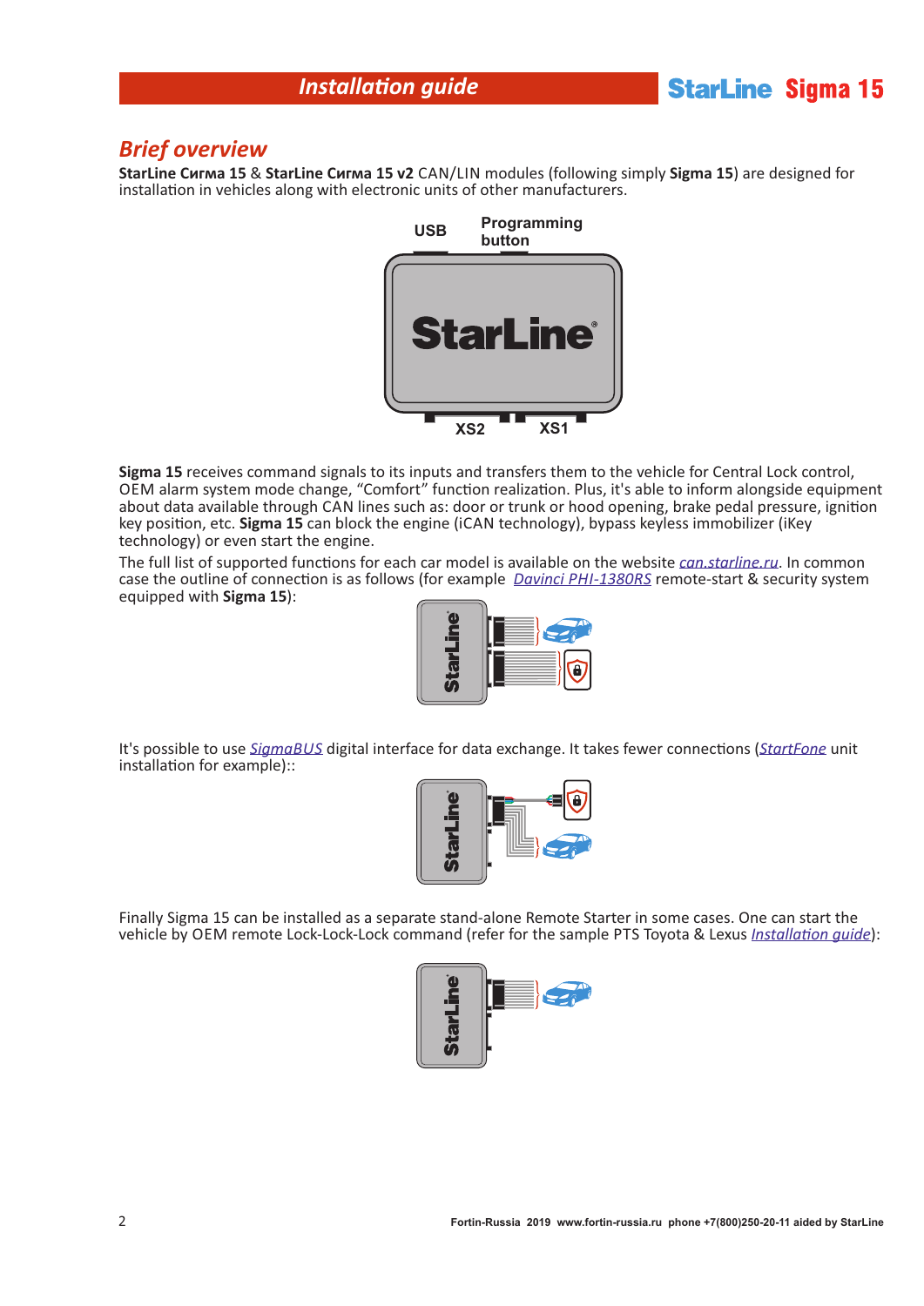## Brief overview

**StarLine Сигма 15** & **StarLine Сигма 15 v2** CAN/LIN modules (following simply **Sigma 15**) are designed for installation in vehicles along with electronic units of other manufacturers.

USB

Programming button

XS2

XS1

**Sigma 15** receives command signals to its inputs and transfers them to the vehicle for Central Lock control, OEM alarm system mode change, "Comfort" function realization. Plus, it's able to inform alongside equipment about data available through CAN lines such as: door or trunk or hood opening, brake pedal pressure, ignition key position, etc. **Sigma 15** can block the engine (iCAN technology), bypass keyless immobilizer (iKey technology) or even start the engine.

The full list of supported functions for each car model is available on the website *can.starline.ru*. In common case the outline of connection is as follows (for example *Davinci PHI-1380RS* remote-start & security system equipped with **Sigma 15**):

It's possible to use *SigmaBUS* digital interface for data exchange. It takes fewer connections (*StartFone* unit installation for example)::

Finally Sigma 15 can be installed as a separate stand-alone Remote Starter in some cases. One can start the vehicle by OEM remote Lock-Lock-Lock command (refer for the sample PTS Toyota & Lexus *Installation guide*):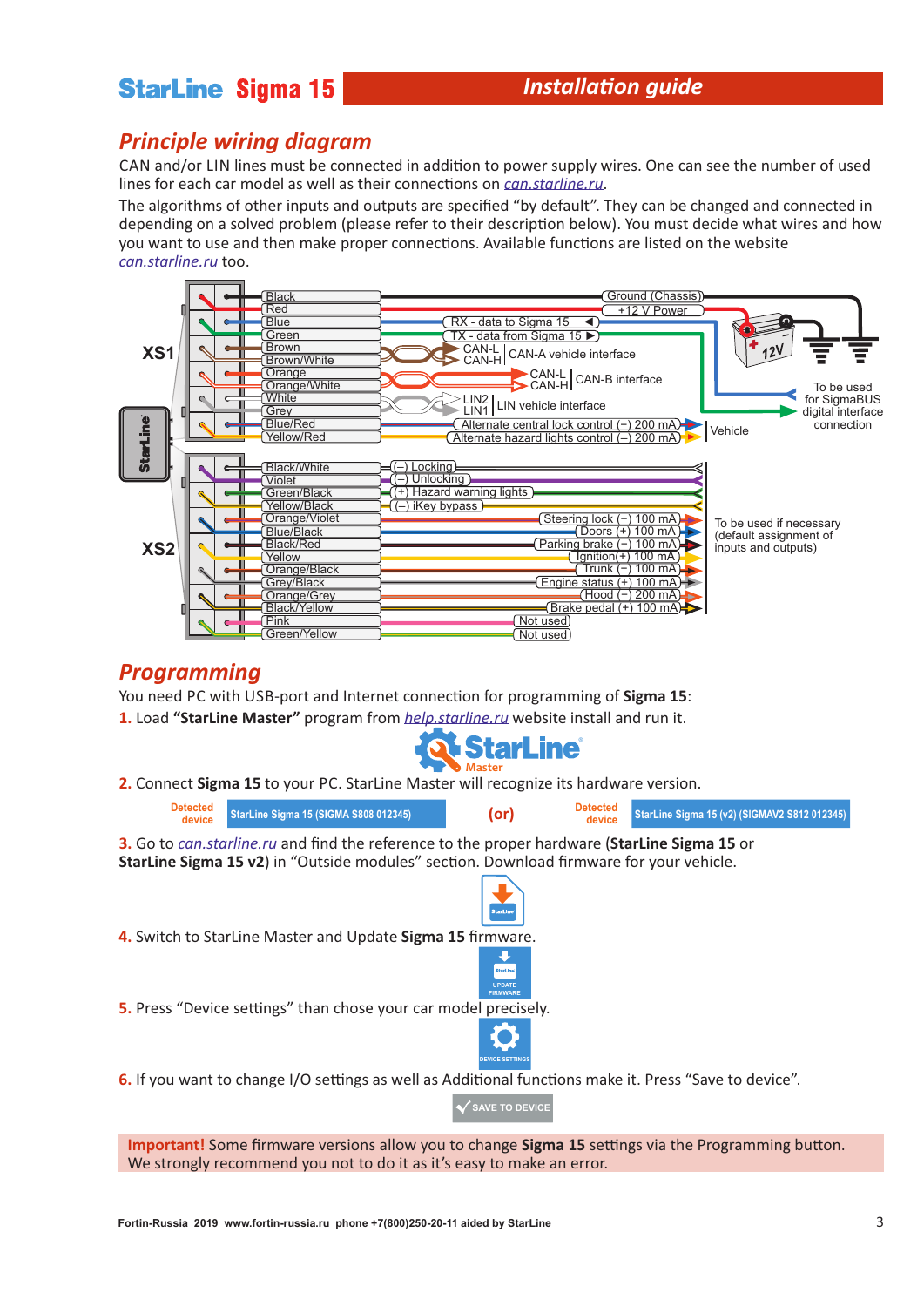# StarLine Sigma 15 — Installation guide

## Principle wiring diagram

CAN and/or LIN lines must be connected in addition to power supply wires. One can see the number of used lines for each car model as well as their connections on can.starline.ru.

The algorithms of other inputs and outputs are specified "by default". They can be changed and connected in depending on a solved problem (please refer to their description below). You must decide what wires and how you want to use and then make proper connections. Available functions are listed on the website can.starline.ru too.

**XS1**

| Wire | Connection |
|---|---|
| Black | Ground (Chassis) |
| Red | +12 V Power |
| Blue | RX - data to Sigma 15 |
| Green | TX - data from Sigma 15 |
| Brown / Brown/White | CAN-L / CAN-H — CAN-A vehicle interface |
| Orange / Orange/White | CAN-L / CAN-H — CAN-B interface |
| White / Grey | LIN2 / LIN1 — LIN vehicle interface |
| Blue/Red | Alternate central lock control (–) 200 mA |
| Yellow/Red | Alternate hazard lights control (–) 200 mA |

Blue and Green: To be used for SigmaBUS digital interface connection.

**XS2**

| Wire | Connection |
|---|---|
| Black/White | (–) Locking |
| Violet | (–) Unlocking |
| Green/Black | (+) Hazard warning lights |
| Yellow/Black | (–) iKey bypass |
| Orange/Violet | Steering lock (–) 100 mA |
| Blue/Black | Doors (+) 100 mA |
| Black/Red | Parking brake (–) 100 mA |
| Yellow | Ignition(+) 100 mA |
| Orange/Black | Trunk (–) 100 mA |
| Grey/Black | Engine status (+) 100 mA |
| Orange/Grey | Hood (–) 200 mA |
| Black/Yellow | Brake pedal (+) 100 mA |
| Pink | Not used |
| Green/Yellow | Not used |

Vehicle

To be used if necessary (default assignment of inputs and outputs)

## Programming

You need PC with USB-port and Internet connection for programming of **Sigma 15**:

1. Load **"StarLine Master"** program from help.starline.ru website install and run it.

2. Connect **Sigma 15** to your PC. StarLine Master will recognize its hardware version.

   Detected device: StarLine Sigma 15 (SIGMA S808 012345) (or) Detected device: StarLine Sigma 15 (v2) (SIGMAV2 S812 012345)

3. Go to can.starline.ru and find the reference to the proper hardware (**StarLine Sigma 15** or **StarLine Sigma 15 v2**) in "Outside modules" section. Download firmware for your vehicle.

4. Switch to StarLine Master and Update **Sigma 15** firmware.

   UPDATE FIRMWARE

5. Press "Device settings" than chose your car model precisely.

   DEVICE SETTINGS

6. If you want to change I/O settings as well as Additional functions make it. Press "Save to device".

   SAVE TO DEVICE

**Important!** Some firmware versions allow you to change **Sigma 15** settings via the Programming button. We strongly recommend you not to do it as it's easy to make an error.

Fortin-Russia 2019 www.fortin-russia.ru phone +7(800)250-20-11 aided by StarLine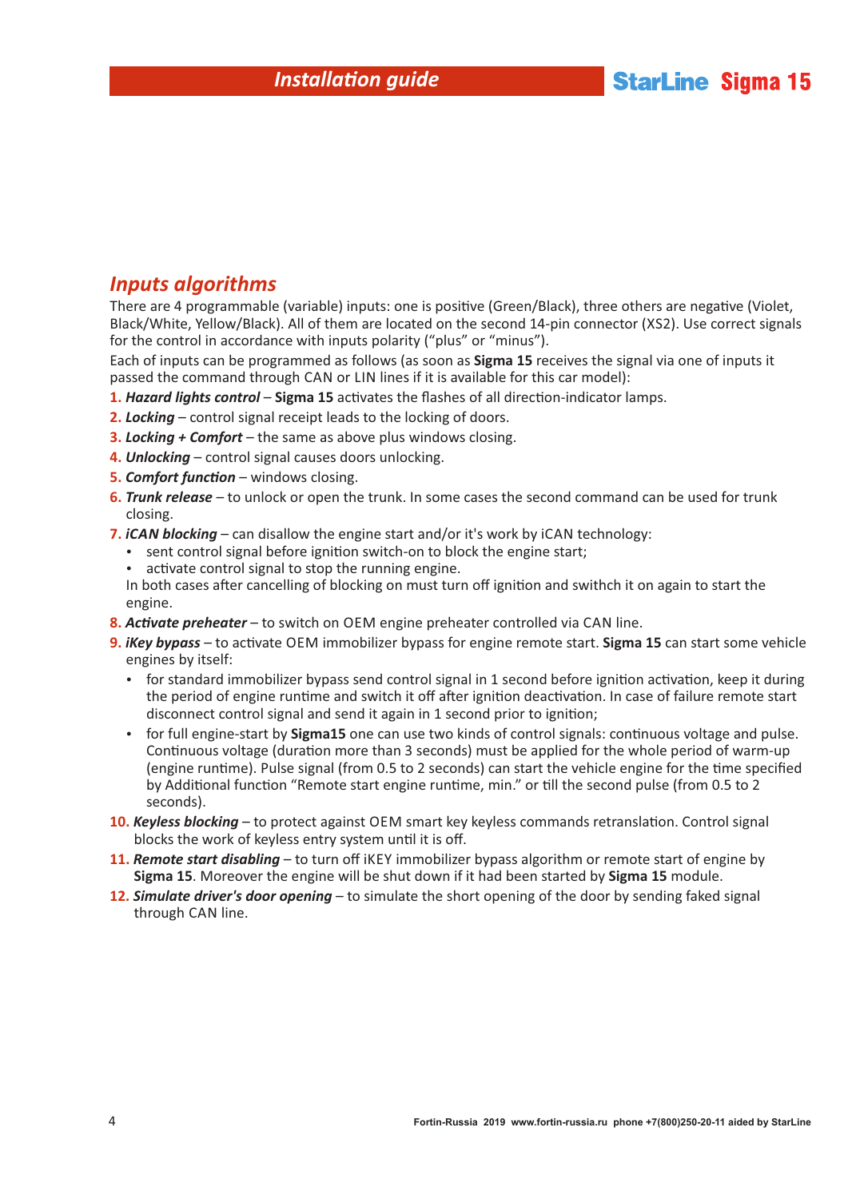## *Inputs algorithms*

There are 4 programmable (variable) inputs: one is positive (Green/Black), three others are negative (Violet, Black/White, Yellow/Black). All of them are located on the second 14-pin connector (XS2). Use correct signals for the control in accordance with inputs polarity ("plus" or "minus").

Each of inputs can be programmed as follows (as soon as **Sigma 15** receives the signal via one of inputs it passed the command through CAN or LIN lines if it is available for this car model):

1. ***Hazard lights control*** – **Sigma 15** activates the flashes of all direction-indicator lamps.
2. ***Locking*** – control signal receipt leads to the locking of doors.
3. ***Locking + Comfort*** – the same as above plus windows closing.
4. ***Unlocking*** – control signal causes doors unlocking.
5. ***Comfort function*** – windows closing.
6. ***Trunk release*** – to unlock or open the trunk. In some cases the second command can be used for trunk closing.
7. ***iCAN blocking*** – can disallow the engine start and/or it's work by iCAN technology:
   - sent control signal before ignition switch-on to block the engine start;
   - activate control signal to stop the running engine.

   In both cases after cancelling of blocking on must turn off ignition and swithch it on again to start the engine.
8. ***Activate preheater*** – to switch on OEM engine preheater controlled via CAN line.
9. ***iKey bypass*** – to activate OEM immobilizer bypass for engine remote start. **Sigma 15** can start some vehicle engines by itself:
   - for standard immobilizer bypass send control signal in 1 second before ignition activation, keep it during the period of engine runtime and switch it off after ignition deactivation. In case of failure remote start disconnect control signal and send it again in 1 second prior to ignition;
   - for full engine-start by **Sigma15** one can use two kinds of control signals: continuous voltage and pulse. Continuous voltage (duration more than 3 seconds) must be applied for the whole period of warm-up (engine runtime). Pulse signal (from 0.5 to 2 seconds) can start the vehicle engine for the time specified by Additional function "Remote start engine runtime, min." or till the second pulse (from 0.5 to 2 seconds).
10. ***Keyless blocking*** – to protect against OEM smart key keyless commands retranslation. Control signal blocks the work of keyless entry system until it is off.
11. ***Remote start disabling*** – to turn off iKEY immobilizer bypass algorithm or remote start of engine by **Sigma 15**. Moreover the engine will be shut down if it had been started by **Sigma 15** module.
12. ***Simulate driver's door opening*** – to simulate the short opening of the door by sending faked signal through CAN line.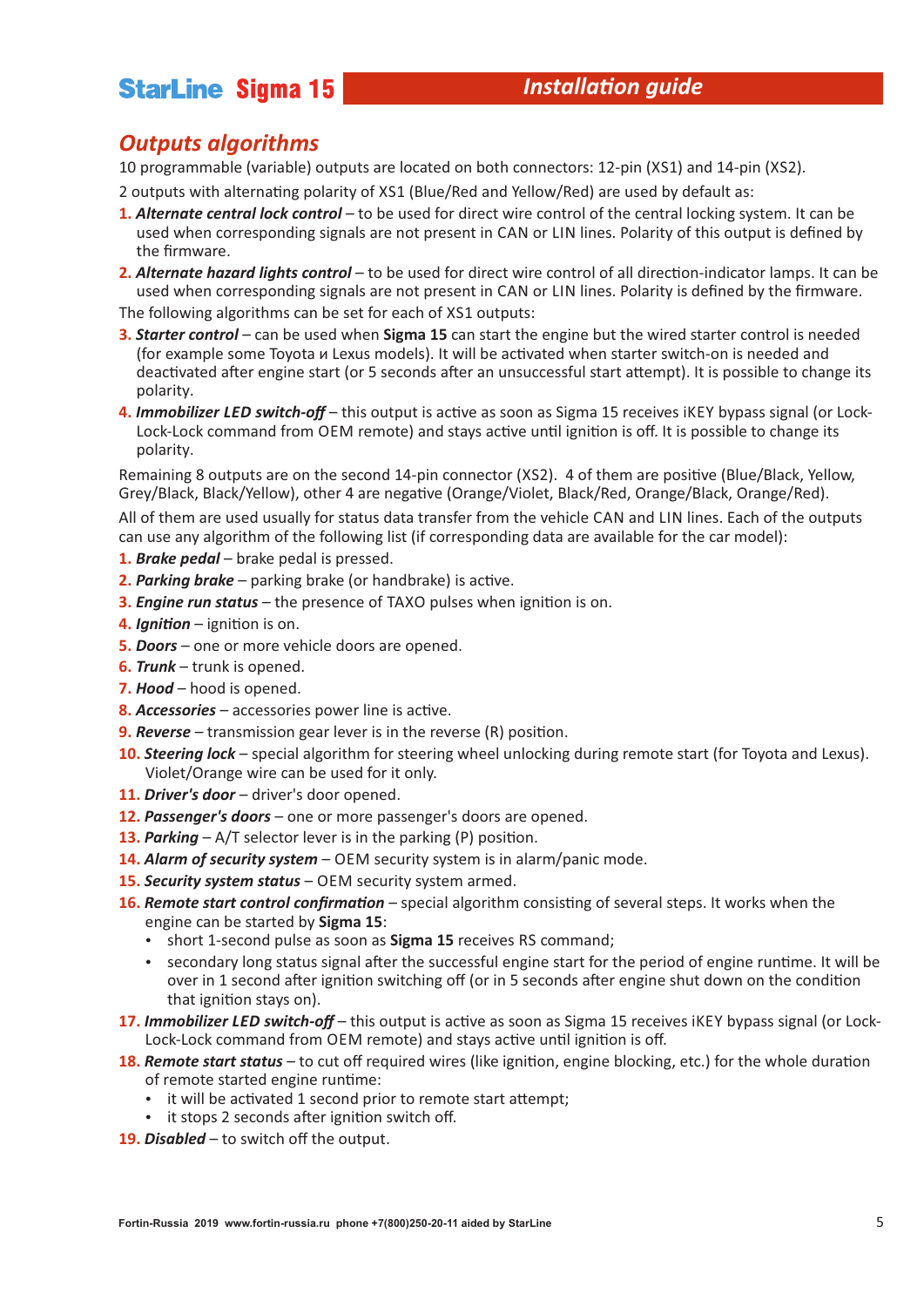## Outputs algorithms

10 programmable (variable) outputs are located on both connectors: 12-pin (XS1) and 14-pin (XS2).

2 outputs with alternating polarity of XS1 (Blue/Red and Yellow/Red) are used by default as:

1. ***Alternate central lock control*** – to be used for direct wire control of the central locking system. It can be used when corresponding signals are not present in CAN or LIN lines. Polarity of this output is defined by the firmware.
2. ***Alternate hazard lights control*** – to be used for direct wire control of all direction-indicator lamps. It can be used when corresponding signals are not present in CAN or LIN lines. Polarity is defined by the firmware.

The following algorithms can be set for each of XS1 outputs:

3. ***Starter control*** – can be used when **Sigma 15** can start the engine but the wired starter control is needed (for example some Toyota и Lexus models). It will be activated when starter switch-on is needed and deactivated after engine start (or 5 seconds after an unsuccessful start attempt). It is possible to change its polarity.
4. ***Immobilizer LED switch-off*** – this output is active as soon as Sigma 15 receives iKEY bypass signal (or Lock-Lock-Lock command from OEM remote) and stays active until ignition is off. It is possible to change its polarity.

Remaining 8 outputs are on the second 14-pin connector (XS2). 4 of them are positive (Blue/Black, Yellow, Grey/Black, Black/Yellow), other 4 are negative (Orange/Violet, Black/Red, Orange/Black, Orange/Red).

All of them are used usually for status data transfer from the vehicle CAN and LIN lines. Each of the outputs can use any algorithm of the following list (if corresponding data are available for the car model):

1. ***Brake pedal*** – brake pedal is pressed.
2. ***Parking brake*** – parking brake (or handbrake) is active.
3. ***Engine run status*** – the presence of TAXO pulses when ignition is on.
4. ***Ignition*** – ignition is on.
5. ***Doors*** – one or more vehicle doors are opened.
6. ***Trunk*** – trunk is opened.
7. ***Hood*** – hood is opened.
8. ***Accessories*** – accessories power line is active.
9. ***Reverse*** – transmission gear lever is in the reverse (R) position.
10. ***Steering lock*** – special algorithm for steering wheel unlocking during remote start (for Toyota and Lexus). Violet/Orange wire can be used for it only.
11. ***Driver's door*** – driver's door opened.
12. ***Passenger's doors*** – one or more passenger's doors are opened.
13. ***Parking*** – A/T selector lever is in the parking (P) position.
14. ***Alarm of security system*** – OEM security system is in alarm/panic mode.
15. ***Security system status*** – OEM security system armed.
16. ***Remote start control confirmation*** – special algorithm consisting of several steps. It works when the engine can be started by **Sigma 15**:
    - short 1-second pulse as soon as **Sigma 15** receives RS command;
    - secondary long status signal after the successful engine start for the period of engine runtime. It will be over in 1 second after ignition switching off (or in 5 seconds after engine shut down on the condition that ignition stays on).
17. ***Immobilizer LED switch-off*** – this output is active as soon as Sigma 15 receives iKEY bypass signal (or Lock-Lock-Lock command from OEM remote) and stays active until ignition is off.
18. ***Remote start status*** – to cut off required wires (like ignition, engine blocking, etc.) for the whole duration of remote started engine runtime:
    - it will be activated 1 second prior to remote start attempt;
    - it stops 2 seconds after ignition switch off.
19. ***Disabled*** – to switch off the output.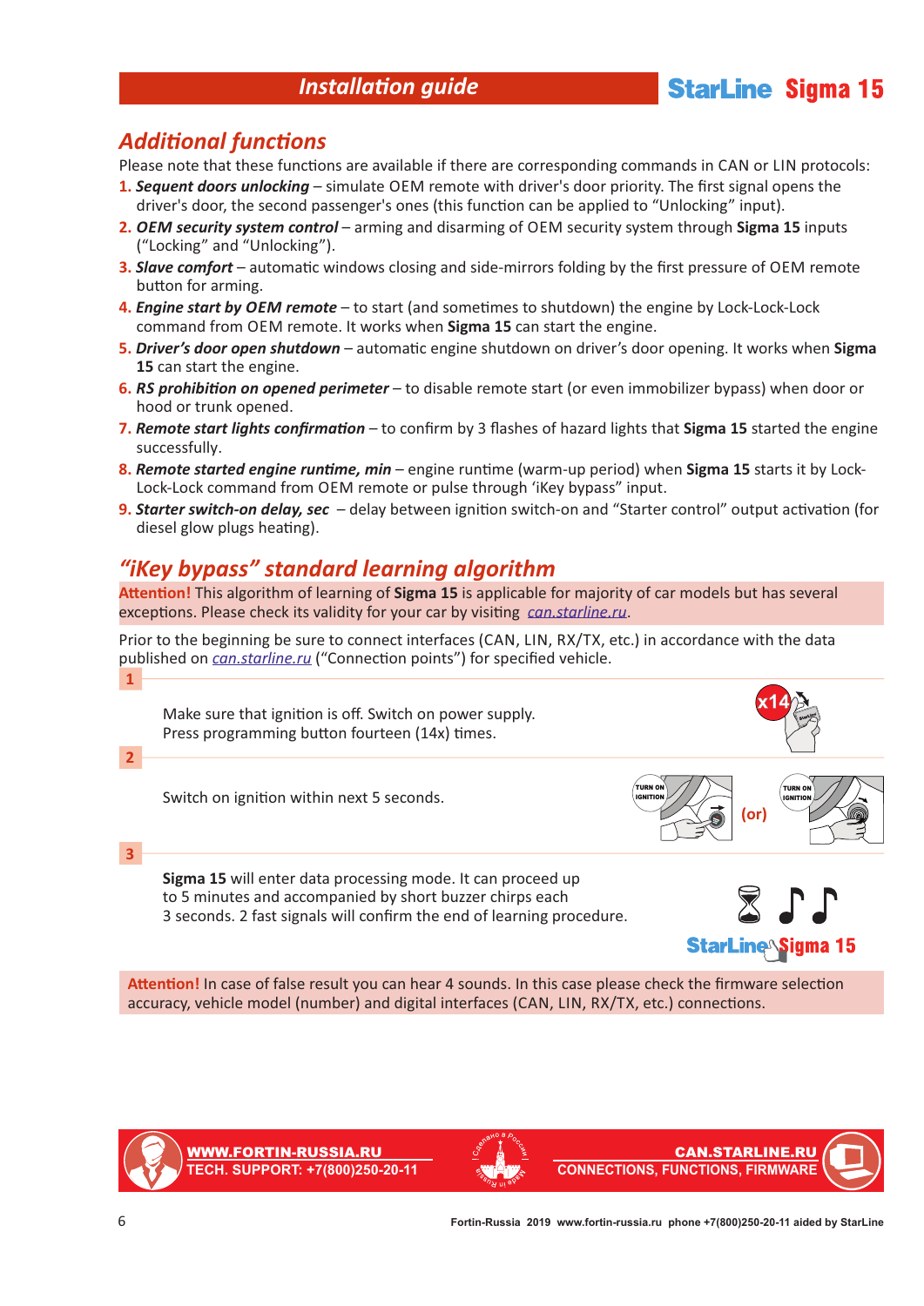## Additional functions

Please note that these functions are available if there are corresponding commands in CAN or LIN protocols:

1. ***Sequent doors unlocking*** – simulate OEM remote with driver's door priority. The first signal opens the driver's door, the second passenger's ones (this function can be applied to "Unlocking" input).
2. ***OEM security system control*** – arming and disarming of OEM security system through **Sigma 15** inputs ("Locking" and "Unlocking").
3. ***Slave comfort*** – automatic windows closing and side-mirrors folding by the first pressure of OEM remote button for arming.
4. ***Engine start by OEM remote*** – to start (and sometimes to shutdown) the engine by Lock-Lock-Lock command from OEM remote. It works when **Sigma 15** can start the engine.
5. ***Driver's door open shutdown*** – automatic engine shutdown on driver's door opening. It works when **Sigma 15** can start the engine.
6. ***RS prohibition on opened perimeter*** – to disable remote start (or even immobilizer bypass) when door or hood or trunk opened.
7. ***Remote start lights confirmation*** – to confirm by 3 flashes of hazard lights that **Sigma 15** started the engine successfully.
8. ***Remote started engine runtime, min*** – engine runtime (warm-up period) when **Sigma 15** starts it by Lock-Lock-Lock command from OEM remote or pulse through 'iKey bypass" input.
9. ***Starter switch-on delay, sec*** – delay between ignition switch-on and "Starter control" output activation (for diesel glow plugs heating).

## "iKey bypass" standard learning algorithm

**Attention!** This algorithm of learning of **Sigma 15** is applicable for majority of car models but has several exceptions. Please check its validity for your car by visiting can.starline.ru.

Prior to the beginning be sure to connect interfaces (CAN, LIN, RX/TX, etc.) in accordance with the data published on can.starline.ru ("Connection points") for specified vehicle.

**1**

Make sure that ignition is off. Switch on power supply.
Press programming button fourteen (14x) times.

x14

**2**

Switch on ignition within next 5 seconds.

TURN ON IGNITION (or) TURN ON IGNITION

**3**

**Sigma 15** will enter data processing mode. It can proceed up to 5 minutes and accompanied by short buzzer chirps each 3 seconds. 2 fast signals will confirm the end of learning procedure.

**Attention!** In case of false result you can hear 4 sounds. In this case please check the firmware selection accuracy, vehicle model (number) and digital interfaces (CAN, LIN, RX/TX, etc.) connections.

WWW.FORTIN-RUSSIA.RU
TECH. SUPPORT: +7(800)250-20-11

CAN.STARLINE.RU
CONNECTIONS, FUNCTIONS, FIRMWARE